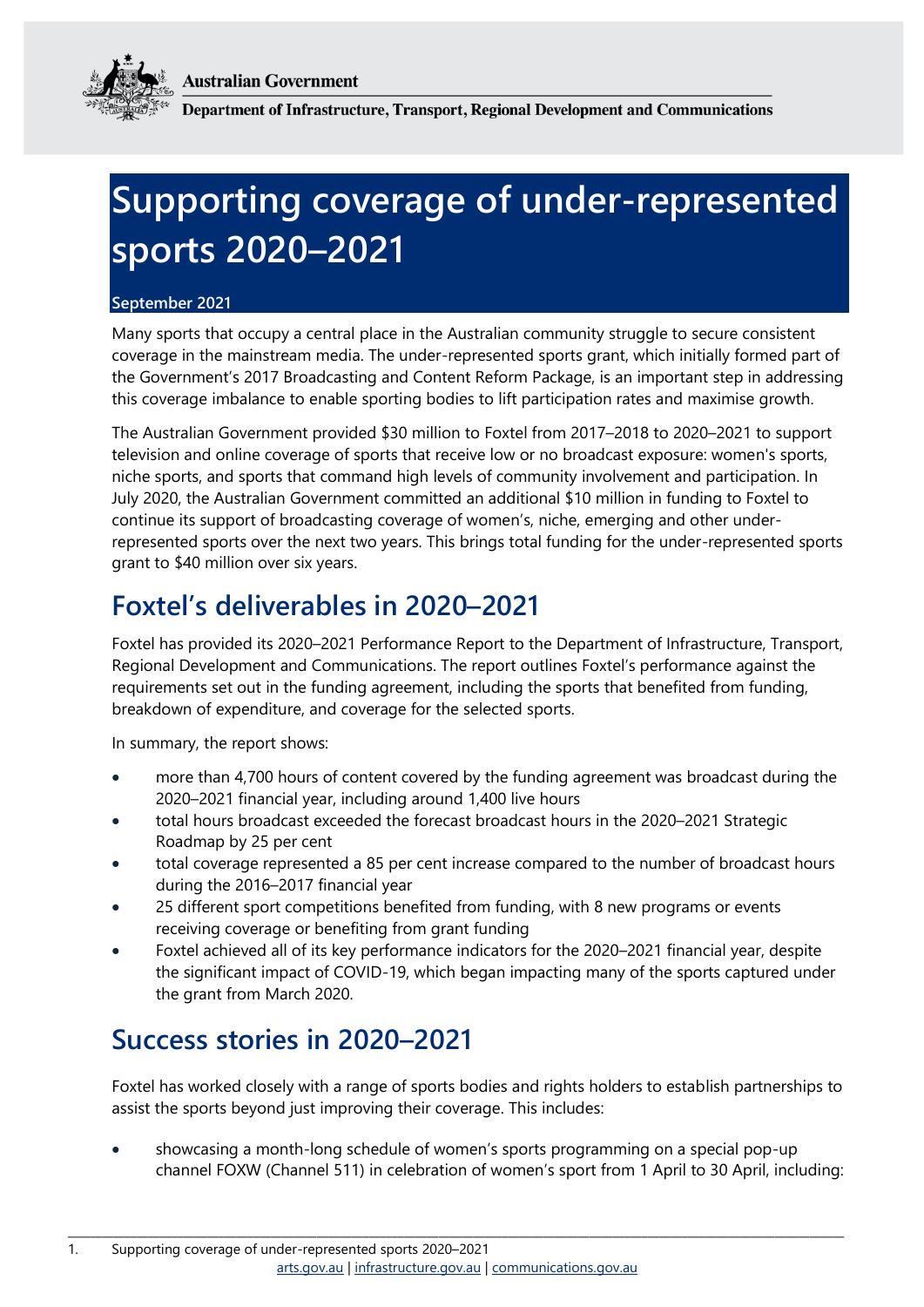Australian Government

Department of Infrastructure, Transport, Regional Development and Communications

# Supporting coverage of under-represented sports 2020–2021

**September 2021**

Many sports that occupy a central place in the Australian community struggle to secure consistent coverage in the mainstream media. The under-represented sports grant, which initially formed part of the Government's 2017 Broadcasting and Content Reform Package, is an important step in addressing this coverage imbalance to enable sporting bodies to lift participation rates and maximise growth.

The Australian Government provided $30 million to Foxtel from 2017–2018 to 2020–2021 to support television and online coverage of sports that receive low or no broadcast exposure: women's sports, niche sports, and sports that command high levels of community involvement and participation. In July 2020, the Australian Government committed an additional $10 million in funding to Foxtel to continue its support of broadcasting coverage of women's, niche, emerging and other under-represented sports over the next two years. This brings total funding for the under-represented sports grant to $40 million over six years.

## Foxtel's deliverables in 2020–2021

Foxtel has provided its 2020–2021 Performance Report to the Department of Infrastructure, Transport, Regional Development and Communications. The report outlines Foxtel's performance against the requirements set out in the funding agreement, including the sports that benefited from funding, breakdown of expenditure, and coverage for the selected sports.

In summary, the report shows:

- more than 4,700 hours of content covered by the funding agreement was broadcast during the 2020–2021 financial year, including around 1,400 live hours
- total hours broadcast exceeded the forecast broadcast hours in the 2020–2021 Strategic Roadmap by 25 per cent
- total coverage represented a 85 per cent increase compared to the number of broadcast hours during the 2016–2017 financial year
- 25 different sport competitions benefited from funding, with 8 new programs or events receiving coverage or benefiting from grant funding
- Foxtel achieved all of its key performance indicators for the 2020–2021 financial year, despite the significant impact of COVID-19, which began impacting many of the sports captured under the grant from March 2020.

## Success stories in 2020–2021

Foxtel has worked closely with a range of sports bodies and rights holders to establish partnerships to assist the sports beyond just improving their coverage. This includes:

- showcasing a month-long schedule of women's sports programming on a special pop-up channel FOXW (Channel 511) in celebration of women's sport from 1 April to 30 April, including: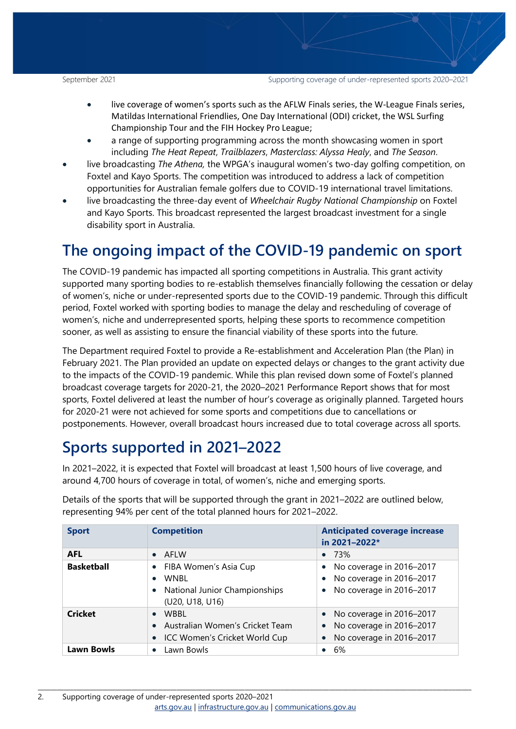- live coverage of women's sports such as the AFLW Finals series, the W-League Finals series, Matildas International Friendlies, One Day International (ODI) cricket, the WSL Surfing Championship Tour and the FIH Hockey Pro League;
    - a range of supporting programming across the month showcasing women in sport including *The Heat Repeat*, *Trailblazers*, *Masterclass: Alyssa Healy*, and *The Season*.
- live broadcasting *The Athena,* the WPGA's inaugural women's two-day golfing competition, on Foxtel and Kayo Sports. The competition was introduced to address a lack of competition opportunities for Australian female golfers due to COVID-19 international travel limitations.
- live broadcasting the three-day event of *Wheelchair Rugby National Championship* on Foxtel and Kayo Sports. This broadcast represented the largest broadcast investment for a single disability sport in Australia.

# The ongoing impact of the COVID-19 pandemic on sport

The COVID-19 pandemic has impacted all sporting competitions in Australia. This grant activity supported many sporting bodies to re-establish themselves financially following the cessation or delay of women's, niche or under-represented sports due to the COVID-19 pandemic. Through this difficult period, Foxtel worked with sporting bodies to manage the delay and rescheduling of coverage of women's, niche and underrepresented sports, helping these sports to recommence competition sooner, as well as assisting to ensure the financial viability of these sports into the future.

The Department required Foxtel to provide a Re-establishment and Acceleration Plan (the Plan) in February 2021. The Plan provided an update on expected delays or changes to the grant activity due to the impacts of the COVID-19 pandemic. While this plan revised down some of Foxtel's planned broadcast coverage targets for 2020-21, the 2020–2021 Performance Report shows that for most sports, Foxtel delivered at least the number of hour's coverage as originally planned. Targeted hours for 2020-21 were not achieved for some sports and competitions due to cancellations or postponements. However, overall broadcast hours increased due to total coverage across all sports.

# Sports supported in 2021–2022

In 2021–2022, it is expected that Foxtel will broadcast at least 1,500 hours of live coverage, and around 4,700 hours of coverage in total, of women's, niche and emerging sports.

Details of the sports that will be supported through the grant in 2021–2022 are outlined below, representing 94% per cent of the total planned hours for 2021–2022.

| Sport | Competition | Anticipated coverage increase in 2021–2022* |
|---|---|---|
| **AFL** | • AFLW | • 73% |
| **Basketball** | • FIBA Women's Asia Cup<br>• WNBL<br>• National Junior Championships (U20, U18, U16) | • No coverage in 2016–2017<br>• No coverage in 2016–2017<br>• No coverage in 2016–2017 |
| **Cricket** | • WBBL<br>• Australian Women's Cricket Team<br>• ICC Women's Cricket World Cup | • No coverage in 2016–2017<br>• No coverage in 2016–2017<br>• No coverage in 2016–2017 |
| **Lawn Bowls** | • Lawn Bowls | • 6% |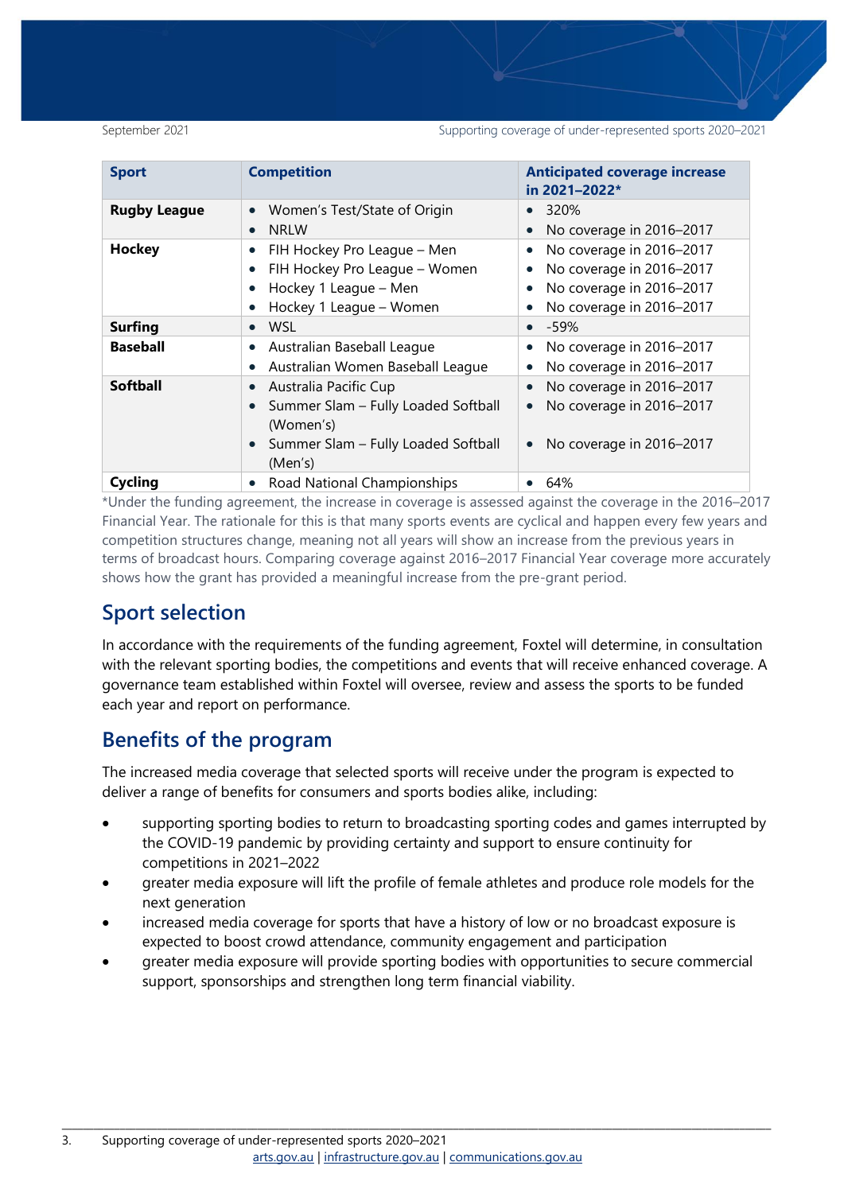| Sport | Competition | Anticipated coverage increase in 2021–2022* |
|---|---|---|
| **Rugby League** | • Women's Test/State of Origin<br>• NRLW | • 320%<br>• No coverage in 2016–2017 |
| **Hockey** | • FIH Hockey Pro League – Men<br>• FIH Hockey Pro League – Women<br>• Hockey 1 League – Men<br>• Hockey 1 League – Women | • No coverage in 2016–2017<br>• No coverage in 2016–2017<br>• No coverage in 2016–2017<br>• No coverage in 2016–2017 |
| **Surfing** | • WSL | • -59% |
| **Baseball** | • Australian Baseball League<br>• Australian Women Baseball League | • No coverage in 2016–2017<br>• No coverage in 2016–2017 |
| **Softball** | • Australia Pacific Cup<br>• Summer Slam – Fully Loaded Softball (Women's)<br>• Summer Slam – Fully Loaded Softball (Men's) | • No coverage in 2016–2017<br>• No coverage in 2016–2017<br>• No coverage in 2016–2017 |
| **Cycling** | • Road National Championships | • 64% |

*Under the funding agreement, the increase in coverage is assessed against the coverage in the 2016–2017 Financial Year. The rationale for this is that many sports events are cyclical and happen every few years and competition structures change, meaning not all years will show an increase from the previous years in terms of broadcast hours. Comparing coverage against 2016–2017 Financial Year coverage more accurately shows how the grant has provided a meaningful increase from the pre-grant period.

## Sport selection

In accordance with the requirements of the funding agreement, Foxtel will determine, in consultation with the relevant sporting bodies, the competitions and events that will receive enhanced coverage. A governance team established within Foxtel will oversee, review and assess the sports to be funded each year and report on performance.

## Benefits of the program

The increased media coverage that selected sports will receive under the program is expected to deliver a range of benefits for consumers and sports bodies alike, including:

- supporting sporting bodies to return to broadcasting sporting codes and games interrupted by the COVID-19 pandemic by providing certainty and support to ensure continuity for competitions in 2021–2022
- greater media exposure will lift the profile of female athletes and produce role models for the next generation
- increased media coverage for sports that have a history of low or no broadcast exposure is expected to boost crowd attendance, community engagement and participation
- greater media exposure will provide sporting bodies with opportunities to secure commercial support, sponsorships and strengthen long term financial viability.